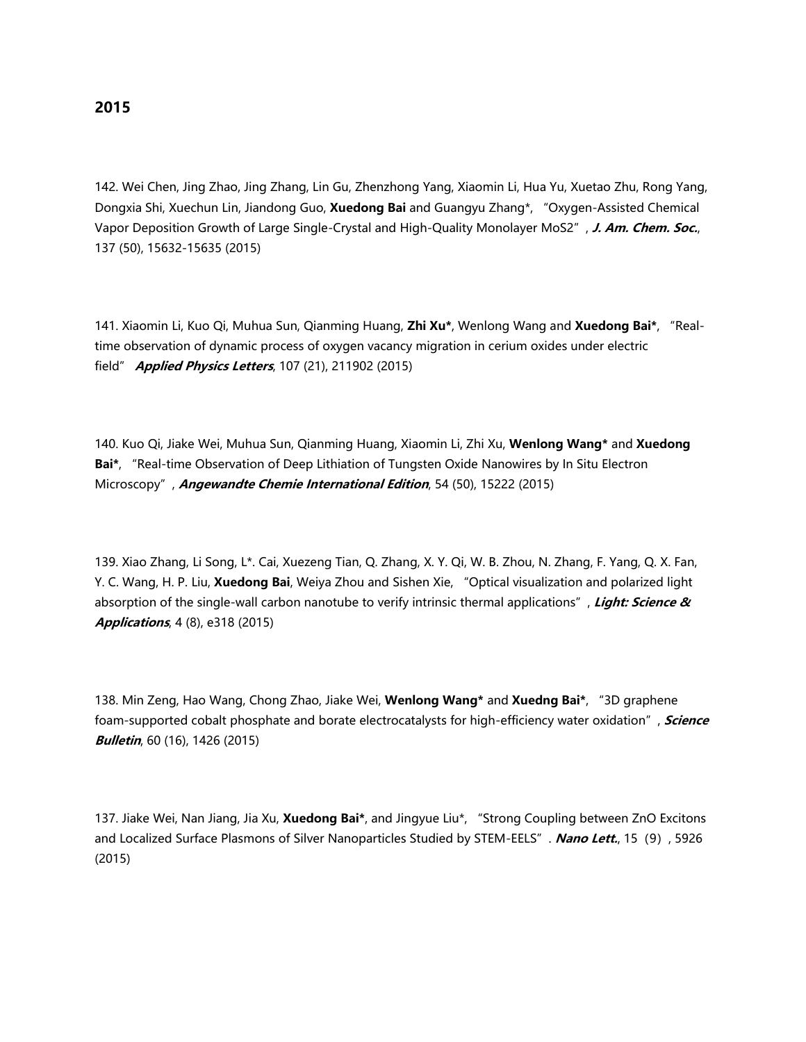## 2015

142. Wei Chen, Jing Zhao, Jing Zhang, Lin Gu, Zhenzhong Yang, Xiaomin Li, Hua Yu, Xuetao Zhu, Rong Yang, Dongxia Shi, Xuechun Lin, Jiandong Guo, **Xuedong Bai** and Guangyu Zhang*, "Oxygen-Assisted Chemical Vapor Deposition Growth of Large Single-Crystal and High-Quality Monolayer MoS2", ***J. Am. Chem. Soc.***, 137 (50), 15632-15635 (2015)

141. Xiaomin Li, Kuo Qi, Muhua Sun, Qianming Huang, **Zhi Xu***, Wenlong Wang and **Xuedong Bai***, "Real-time observation of dynamic process of oxygen vacancy migration in cerium oxides under electric field" ***Applied Physics Letters***, 107 (21), 211902 (2015)

140. Kuo Qi, Jiake Wei, Muhua Sun, Qianming Huang, Xiaomin Li, Zhi Xu, **Wenlong Wang*** and **Xuedong Bai***, "Real-time Observation of Deep Lithiation of Tungsten Oxide Nanowires by In Situ Electron Microscopy", ***Angewandte Chemie International Edition***, 54 (50), 15222 (2015)

139. Xiao Zhang, Li Song, L*. Cai, Xuezeng Tian, Q. Zhang, X. Y. Qi, W. B. Zhou, N. Zhang, F. Yang, Q. X. Fan, Y. C. Wang, H. P. Liu, **Xuedong Bai**, Weiya Zhou and Sishen Xie, "Optical visualization and polarized light absorption of the single-wall carbon nanotube to verify intrinsic thermal applications", ***Light: Science & Applications***, 4 (8), e318 (2015)

138. Min Zeng, Hao Wang, Chong Zhao, Jiake Wei, **Wenlong Wang*** and **Xuedng Bai***, "3D graphene foam-supported cobalt phosphate and borate electrocatalysts for high-efficiency water oxidation", ***Science Bulletin***, 60 (16), 1426 (2015)

137. Jiake Wei, Nan Jiang, Jia Xu, **Xuedong Bai***, and Jingyue Liu*, "Strong Coupling between ZnO Excitons and Localized Surface Plasmons of Silver Nanoparticles Studied by STEM-EELS". ***Nano Lett.***, 15（9）, 5926 (2015)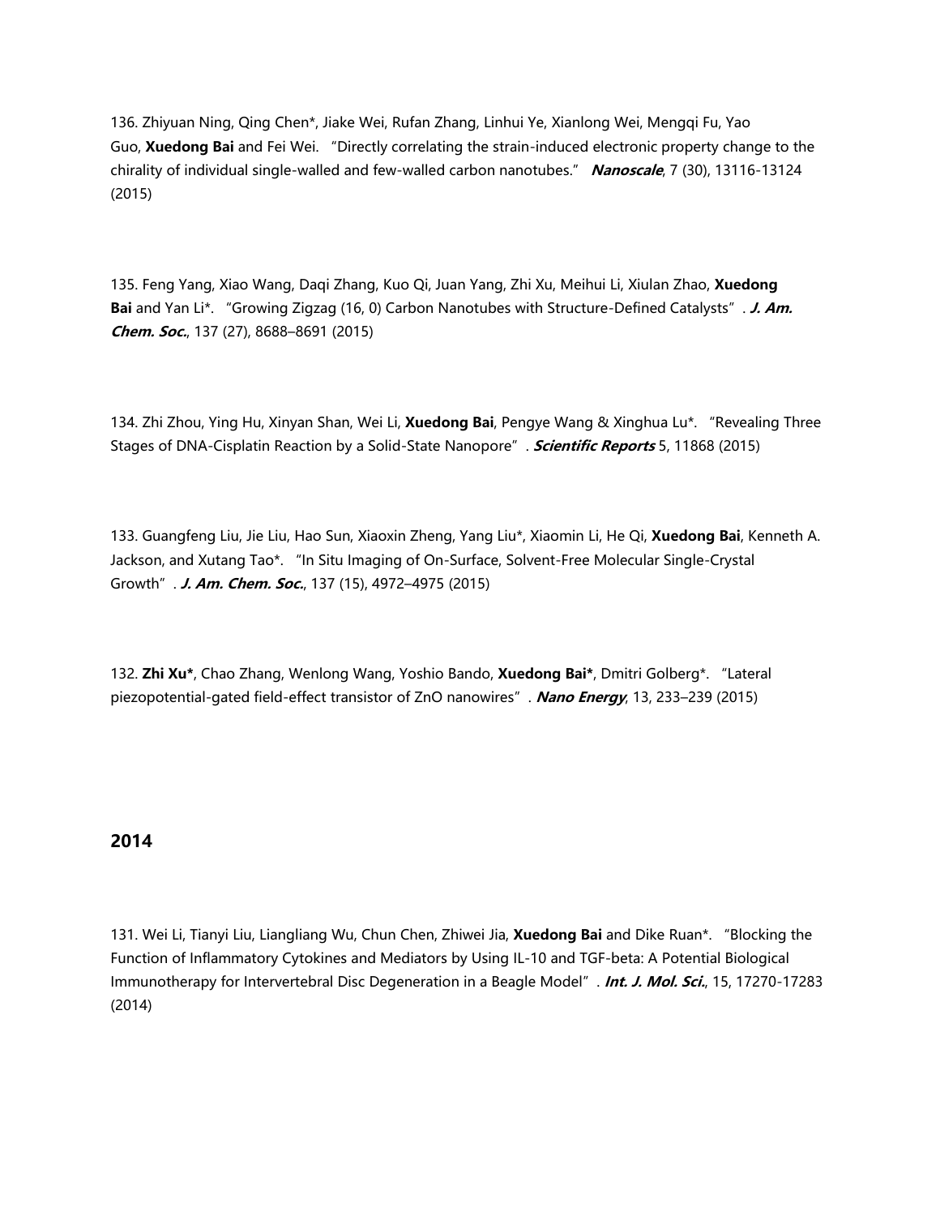136. Zhiyuan Ning, Qing Chen*, Jiake Wei, Rufan Zhang, Linhui Ye, Xianlong Wei, Mengqi Fu, Yao Guo, **Xuedong Bai** and Fei Wei. "Directly correlating the strain-induced electronic property change to the chirality of individual single-walled and few-walled carbon nanotubes." ***Nanoscale***, 7 (30), 13116-13124 (2015)

135. Feng Yang, Xiao Wang, Daqi Zhang, Kuo Qi, Juan Yang, Zhi Xu, Meihui Li, Xiulan Zhao, **Xuedong Bai** and Yan Li*. "Growing Zigzag (16, 0) Carbon Nanotubes with Structure-Defined Catalysts". ***J. Am. Chem. Soc.***, 137 (27), 8688–8691 (2015)

134. Zhi Zhou, Ying Hu, Xinyan Shan, Wei Li, **Xuedong Bai**, Pengye Wang & Xinghua Lu*. "Revealing Three Stages of DNA-Cisplatin Reaction by a Solid-State Nanopore". ***Scientific Reports*** 5, 11868 (2015)

133. Guangfeng Liu, Jie Liu, Hao Sun, Xiaoxin Zheng, Yang Liu*, Xiaomin Li, He Qi, **Xuedong Bai**, Kenneth A. Jackson, and Xutang Tao*. "In Situ Imaging of On-Surface, Solvent-Free Molecular Single-Crystal Growth". ***J. Am. Chem. Soc.***, 137 (15), 4972–4975 (2015)

132. **Zhi Xu***, Chao Zhang, Wenlong Wang, Yoshio Bando, **Xuedong Bai***, Dmitri Golberg*. "Lateral piezopotential-gated field-effect transistor of ZnO nanowires". ***Nano Energy***, 13, 233–239 (2015)

## 2014

131. Wei Li, Tianyi Liu, Liangliang Wu, Chun Chen, Zhiwei Jia, **Xuedong Bai** and Dike Ruan*. "Blocking the Function of Inflammatory Cytokines and Mediators by Using IL-10 and TGF-beta: A Potential Biological Immunotherapy for Intervertebral Disc Degeneration in a Beagle Model". ***Int. J. Mol. Sci.***, 15, 17270-17283 (2014)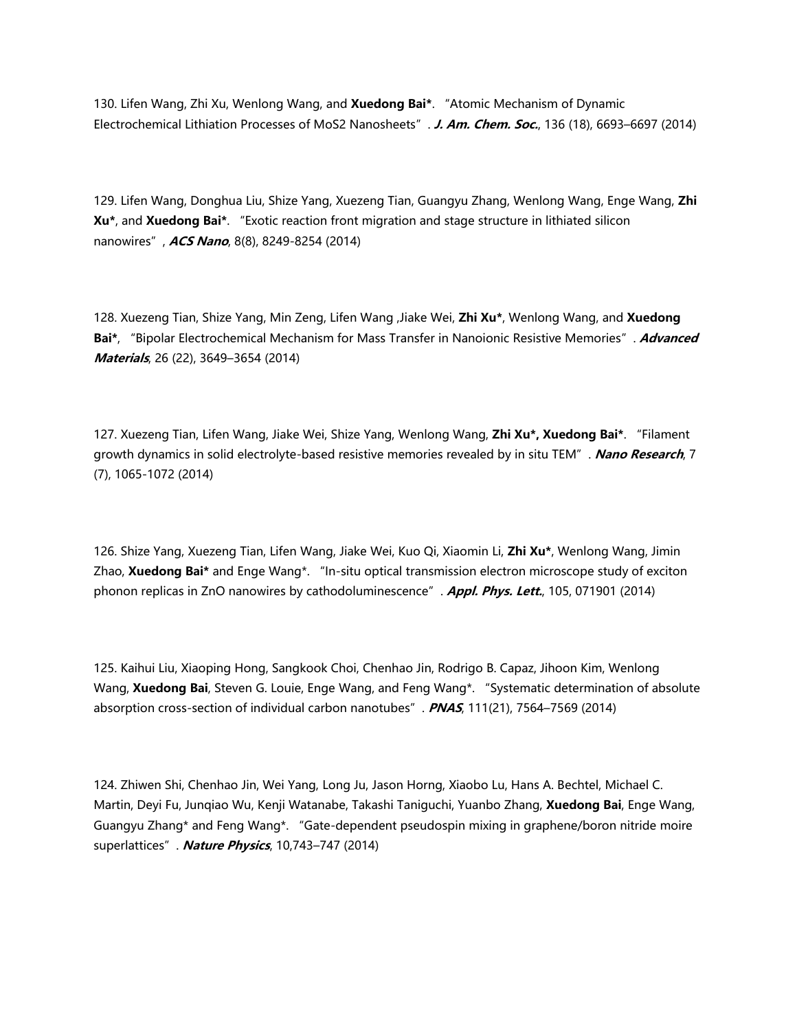130. Lifen Wang, Zhi Xu, Wenlong Wang, and **Xuedong Bai***. "Atomic Mechanism of Dynamic Electrochemical Lithiation Processes of $MoS_2$ Nanosheets". ***J. Am. Chem. Soc.***, 136 (18), 6693–6697 (2014)

129. Lifen Wang, Donghua Liu, Shize Yang, Xuezeng Tian, Guangyu Zhang, Wenlong Wang, Enge Wang, **Zhi Xu***, and **Xuedong Bai***. "Exotic reaction front migration and stage structure in lithiated silicon nanowires", ***ACS Nano***, 8(8), 8249-8254 (2014)

128. Xuezeng Tian, Shize Yang, Min Zeng, Lifen Wang ,Jiake Wei, **Zhi Xu***, Wenlong Wang, and **Xuedong Bai***, "Bipolar Electrochemical Mechanism for Mass Transfer in Nanoionic Resistive Memories". ***Advanced Materials***, 26 (22), 3649–3654 (2014)

127. Xuezeng Tian, Lifen Wang, Jiake Wei, Shize Yang, Wenlong Wang, **Zhi Xu*, Xuedong Bai***. "Filament growth dynamics in solid electrolyte-based resistive memories revealed by in situ TEM". ***Nano Research***, 7 (7), 1065-1072 (2014)

126. Shize Yang, Xuezeng Tian, Lifen Wang, Jiake Wei, Kuo Qi, Xiaomin Li, **Zhi Xu***, Wenlong Wang, Jimin Zhao, **Xuedong Bai*** and Enge Wang*. "In-situ optical transmission electron microscope study of exciton phonon replicas in ZnO nanowires by cathodoluminescence". ***Appl. Phys. Lett.***, 105, 071901 (2014)

125. Kaihui Liu, Xiaoping Hong, Sangkook Choi, Chenhao Jin, Rodrigo B. Capaz, Jihoon Kim, Wenlong Wang, **Xuedong Bai**, Steven G. Louie, Enge Wang, and Feng Wang*. "Systematic determination of absolute absorption cross-section of individual carbon nanotubes". ***PNAS***, 111(21), 7564–7569 (2014)

124. Zhiwen Shi, Chenhao Jin, Wei Yang, Long Ju, Jason Horng, Xiaobo Lu, Hans A. Bechtel, Michael C. Martin, Deyi Fu, Junqiao Wu, Kenji Watanabe, Takashi Taniguchi, Yuanbo Zhang, **Xuedong Bai**, Enge Wang, Guangyu Zhang* and Feng Wang*. "Gate-dependent pseudospin mixing in graphene/boron nitride moire superlattices". ***Nature Physics***, 10,743–747 (2014)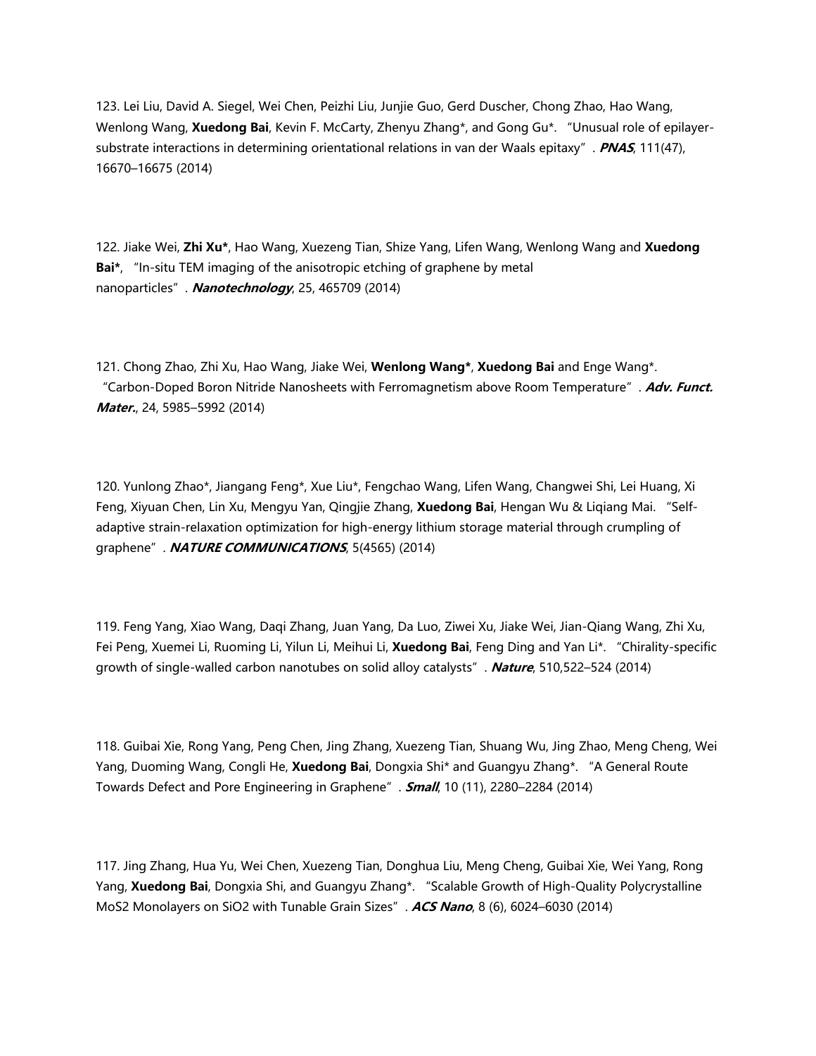123. Lei Liu, David A. Siegel, Wei Chen, Peizhi Liu, Junjie Guo, Gerd Duscher, Chong Zhao, Hao Wang, Wenlong Wang, **Xuedong Bai**, Kevin F. McCarty, Zhenyu Zhang*, and Gong Gu*. "Unusual role of epilayer-substrate interactions in determining orientational relations in van der Waals epitaxy". ***PNAS***, 111(47), 16670–16675 (2014)

122. Jiake Wei, **Zhi Xu***, Hao Wang, Xuezeng Tian, Shize Yang, Lifen Wang, Wenlong Wang and **Xuedong Bai***, "In-situ TEM imaging of the anisotropic etching of graphene by metal nanoparticles". ***Nanotechnology***, 25, 465709 (2014)

121. Chong Zhao, Zhi Xu, Hao Wang, Jiake Wei, **Wenlong Wang***, **Xuedong Bai** and Enge Wang*. "Carbon-Doped Boron Nitride Nanosheets with Ferromagnetism above Room Temperature". ***Adv. Funct. Mater.***, 24, 5985–5992 (2014)

120. Yunlong Zhao*, Jiangang Feng*, Xue Liu*, Fengchao Wang, Lifen Wang, Changwei Shi, Lei Huang, Xi Feng, Xiyuan Chen, Lin Xu, Mengyu Yan, Qingjie Zhang, **Xuedong Bai**, Hengan Wu & Liqiang Mai. "Self-adaptive strain-relaxation optimization for high-energy lithium storage material through crumpling of graphene". ***NATURE COMMUNICATIONS***, 5(4565) (2014)

119. Feng Yang, Xiao Wang, Daqi Zhang, Juan Yang, Da Luo, Ziwei Xu, Jiake Wei, Jian-Qiang Wang, Zhi Xu, Fei Peng, Xuemei Li, Ruoming Li, Yilun Li, Meihui Li, **Xuedong Bai**, Feng Ding and Yan Li*. "Chirality-specific growth of single-walled carbon nanotubes on solid alloy catalysts". ***Nature***, 510,522–524 (2014)

118. Guibai Xie, Rong Yang, Peng Chen, Jing Zhang, Xuezeng Tian, Shuang Wu, Jing Zhao, Meng Cheng, Wei Yang, Duoming Wang, Congli He, **Xuedong Bai**, Dongxia Shi* and Guangyu Zhang*. "A General Route Towards Defect and Pore Engineering in Graphene". ***Small***, 10 (11), 2280–2284 (2014)

117. Jing Zhang, Hua Yu, Wei Chen, Xuezeng Tian, Donghua Liu, Meng Cheng, Guibai Xie, Wei Yang, Rong Yang, **Xuedong Bai**, Dongxia Shi, and Guangyu Zhang*. "Scalable Growth of High-Quality Polycrystalline $MoS_2$ Monolayers on $SiO_2$ with Tunable Grain Sizes". ***ACS Nano***, 8 (6), 6024–6030 (2014)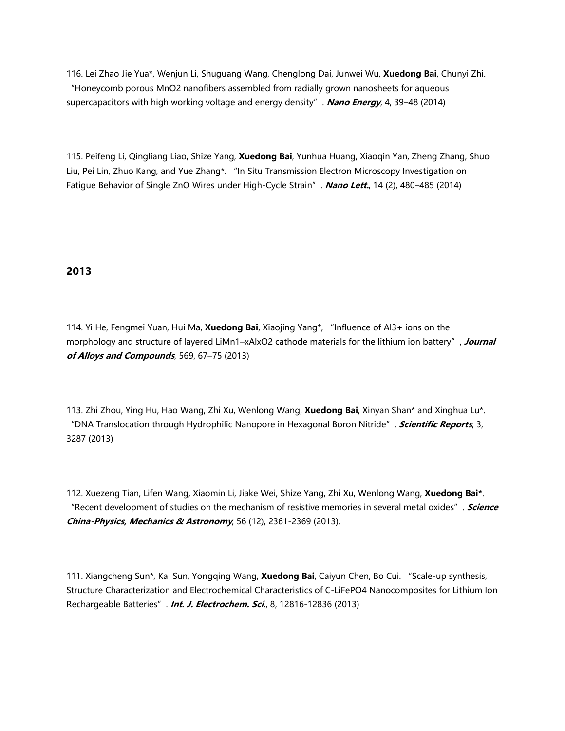116. Lei Zhao Jie Yua*, Wenjun Li, Shuguang Wang, Chenglong Dai, Junwei Wu, **Xuedong Bai**, Chunyi Zhi. "Honeycomb porous $MnO_2$ nanofibers assembled from radially grown nanosheets for aqueous supercapacitors with high working voltage and energy density". ***Nano Energy***, 4, 39–48 (2014)

115. Peifeng Li, Qingliang Liao, Shize Yang, **Xuedong Bai**, Yunhua Huang, Xiaoqin Yan, Zheng Zhang, Shuo Liu, Pei Lin, Zhuo Kang, and Yue Zhang*. "In Situ Transmission Electron Microscopy Investigation on Fatigue Behavior of Single ZnO Wires under High-Cycle Strain". ***Nano Lett.***, 14 (2), 480–485 (2014)

## 2013

114. Yi He, Fengmei Yuan, Hui Ma, **Xuedong Bai**, Xiaojing Yang*, "Influence of $Al^{3+}$ ions on the morphology and structure of layered $LiMn_{1-x}Al_xO_2$ cathode materials for the lithium ion battery", ***Journal of Alloys and Compounds***, 569, 67–75 (2013)

113. Zhi Zhou, Ying Hu, Hao Wang, Zhi Xu, Wenlong Wang, **Xuedong Bai**, Xinyan Shan* and Xinghua Lu*. "DNA Translocation through Hydrophilic Nanopore in Hexagonal Boron Nitride". ***Scientific Reports***, 3, 3287 (2013)

112. Xuezeng Tian, Lifen Wang, Xiaomin Li, Jiake Wei, Shize Yang, Zhi Xu, Wenlong Wang, **Xuedong Bai***. "Recent development of studies on the mechanism of resistive memories in several metal oxides". ***Science China-Physics, Mechanics & Astronomy***, 56 (12), 2361-2369 (2013).

111. Xiangcheng Sun*, Kai Sun, Yongqing Wang, **Xuedong Bai**, Caiyun Chen, Bo Cui. "Scale-up synthesis, Structure Characterization and Electrochemical Characteristics of C-$LiFePO_4$ Nanocomposites for Lithium Ion Rechargeable Batteries". ***Int. J. Electrochem. Sci.***, 8, 12816-12836 (2013)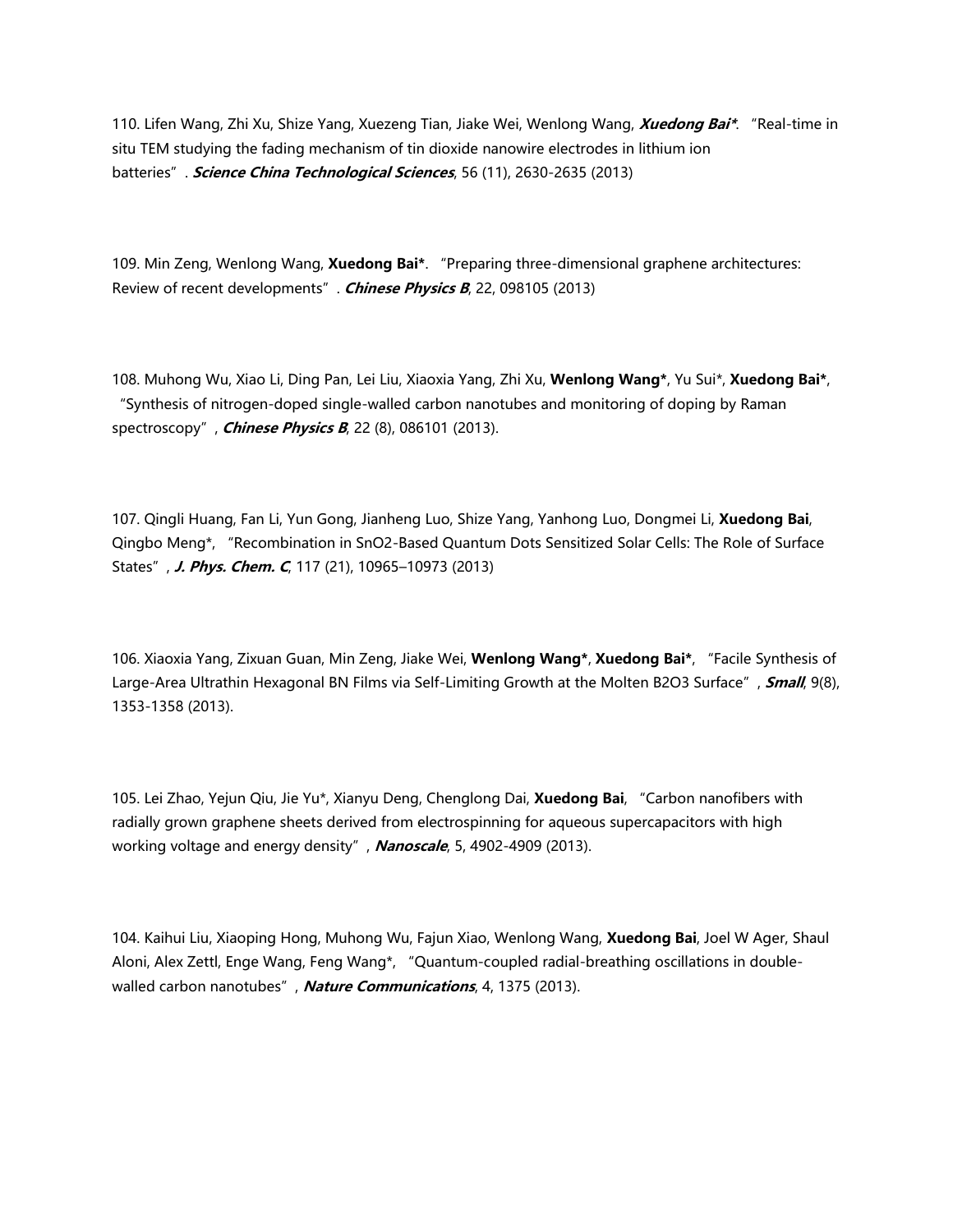110. Lifen Wang, Zhi Xu, Shize Yang, Xuezeng Tian, Jiake Wei, Wenlong Wang, ***Xuedong Bai****. "Real-time in situ TEM studying the fading mechanism of tin dioxide nanowire electrodes in lithium ion batteries". ***Science China Technological Sciences***, 56 (11), 2630-2635 (2013)

109. Min Zeng, Wenlong Wang, **Xuedong Bai***. "Preparing three-dimensional graphene architectures: Review of recent developments". ***Chinese Physics B***, 22, 098105 (2013)

108. Muhong Wu, Xiao Li, Ding Pan, Lei Liu, Xiaoxia Yang, Zhi Xu, **Wenlong Wang***, Yu Sui*, **Xuedong Bai***, "Synthesis of nitrogen-doped single-walled carbon nanotubes and monitoring of doping by Raman spectroscopy", ***Chinese Physics B***, 22 (8), 086101 (2013).

107. Qingli Huang, Fan Li, Yun Gong, Jianheng Luo, Shize Yang, Yanhong Luo, Dongmei Li, **Xuedong Bai**, Qingbo Meng*, "Recombination in $SnO_2$-Based Quantum Dots Sensitized Solar Cells: The Role of Surface States", ***J. Phys. Chem. C***, 117 (21), 10965–10973 (2013)

106. Xiaoxia Yang, Zixuan Guan, Min Zeng, Jiake Wei, **Wenlong Wang***, **Xuedong Bai***, "Facile Synthesis of Large-Area Ultrathin Hexagonal BN Films via Self-Limiting Growth at the Molten $B_2O_3$ Surface", ***Small***, 9(8), 1353-1358 (2013).

105. Lei Zhao, Yejun Qiu, Jie Yu*, Xianyu Deng, Chenglong Dai, **Xuedong Bai**, "Carbon nanofibers with radially grown graphene sheets derived from electrospinning for aqueous supercapacitors with high working voltage and energy density", ***Nanoscale***, 5, 4902-4909 (2013).

104. Kaihui Liu, Xiaoping Hong, Muhong Wu, Fajun Xiao, Wenlong Wang, **Xuedong Bai**, Joel W Ager, Shaul Aloni, Alex Zettl, Enge Wang, Feng Wang*, "Quantum-coupled radial-breathing oscillations in double-walled carbon nanotubes", ***Nature Communications***, 4, 1375 (2013).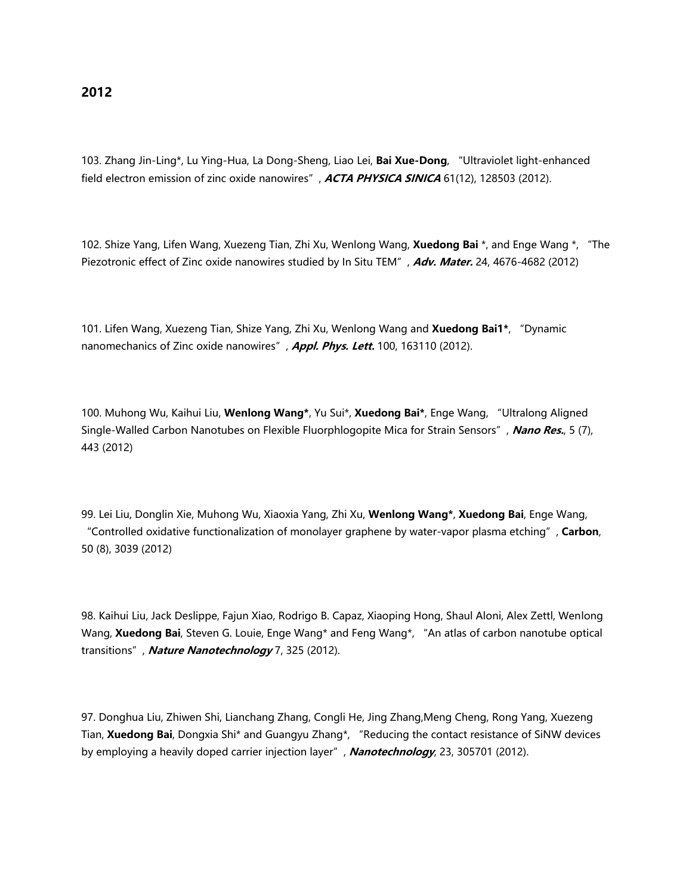## 2012

103. Zhang Jin-Ling*, Lu Ying-Hua, La Dong-Sheng, Liao Lei, **Bai Xue-Dong**, "Ultraviolet light-enhanced field electron emission of zinc oxide nanowires", ***ACTA PHYSICA SINICA*** 61(12), 128503 (2012).

102. Shize Yang, Lifen Wang, Xuezeng Tian, Zhi Xu, Wenlong Wang, **Xuedong Bai** *, and Enge Wang *, "The Piezotronic effect of Zinc oxide nanowires studied by In Situ TEM", ***Adv. Mater.*** 24, 4676-4682 (2012)

101. Lifen Wang, Xuezeng Tian, Shize Yang, Zhi Xu, Wenlong Wang and **Xuedong Bai1***, "Dynamic nanomechanics of Zinc oxide nanowires", ***Appl. Phys. Lett.*** 100, 163110 (2012).

100. Muhong Wu, Kaihui Liu, **Wenlong Wang***, Yu Sui*, **Xuedong Bai***, Enge Wang, "Ultralong Aligned Single-Walled Carbon Nanotubes on Flexible Fluorphlogopite Mica for Strain Sensors", ***Nano Res.***, 5 (7), 443 (2012)

99. Lei Liu, Donglin Xie, Muhong Wu, Xiaoxia Yang, Zhi Xu, **Wenlong Wang***, **Xuedong Bai**, Enge Wang, "Controlled oxidative functionalization of monolayer graphene by water-vapor plasma etching", **Carbon**, 50 (8), 3039 (2012)

98. Kaihui Liu, Jack Deslippe, Fajun Xiao, Rodrigo B. Capaz, Xiaoping Hong, Shaul Aloni, Alex Zettl, Wenlong Wang, **Xuedong Bai**, Steven G. Louie, Enge Wang* and Feng Wang*, "An atlas of carbon nanotube optical transitions", ***Nature Nanotechnology*** 7, 325 (2012).

97. Donghua Liu, Zhiwen Shi, Lianchang Zhang, Congli He, Jing Zhang,Meng Cheng, Rong Yang, Xuezeng Tian, **Xuedong Bai**, Dongxia Shi* and Guangyu Zhang*, "Reducing the contact resistance of SiNW devices by employing a heavily doped carrier injection layer", ***Nanotechnology***, 23, 305701 (2012).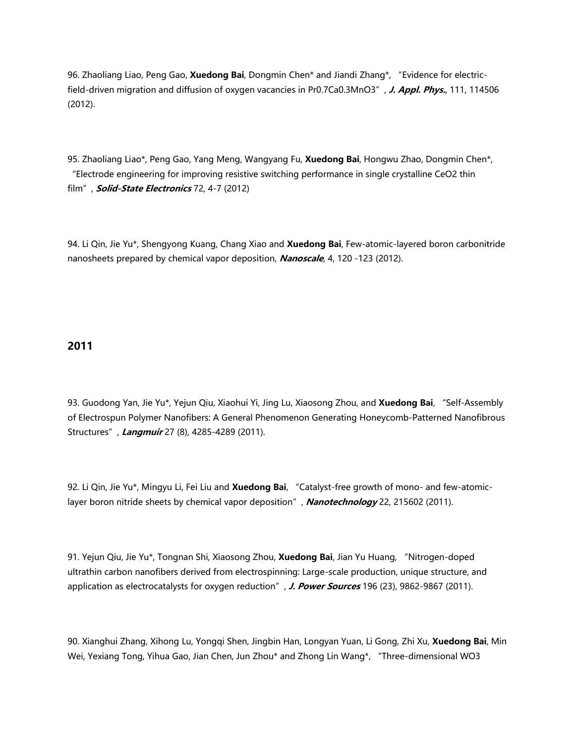96. Zhaoliang Liao, Peng Gao, **Xuedong Bai**, Dongmin Chen* and Jiandi Zhang*, "Evidence for electric-field-driven migration and diffusion of oxygen vacancies in $Pr_{0.7}Ca_{0.3}MnO_3$", ***J. Appl. Phys.***, 111, 114506 (2012).

95. Zhaoliang Liao*, Peng Gao, Yang Meng, Wangyang Fu, **Xuedong Bai**, Hongwu Zhao, Dongmin Chen*, "Electrode engineering for improving resistive switching performance in single crystalline $CeO_2$ thin film", ***Solid-State Electronics*** 72, 4-7 (2012)

94. Li Qin, Jie Yu*, Shengyong Kuang, Chang Xiao and **Xuedong Bai**, Few-atomic-layered boron carbonitride nanosheets prepared by chemical vapor deposition, ***Nanoscale***, 4, 120 -123 (2012).

## 2011

93. Guodong Yan, Jie Yu*, Yejun Qiu, Xiaohui Yi, Jing Lu, Xiaosong Zhou, and **Xuedong Bai**, "Self-Assembly of Electrospun Polymer Nanofibers: A General Phenomenon Generating Honeycomb-Patterned Nanofibrous Structures", ***Langmuir*** 27 (8), 4285-4289 (2011).

92. Li Qin, Jie Yu*, Mingyu Li, Fei Liu and **Xuedong Bai**, "Catalyst-free growth of mono- and few-atomic-layer boron nitride sheets by chemical vapor deposition", ***Nanotechnology*** 22, 215602 (2011).

91. Yejun Qiu, Jie Yu*, Tongnan Shi, Xiaosong Zhou, **Xuedong Bai**, Jian Yu Huang, "Nitrogen-doped ultrathin carbon nanofibers derived from electrospinning: Large-scale production, unique structure, and application as electrocatalysts for oxygen reduction", ***J. Power Sources*** 196 (23), 9862-9867 (2011).

90. Xianghui Zhang, Xihong Lu, Yongqi Shen, Jingbin Han, Longyan Yuan, Li Gong, Zhi Xu, **Xuedong Bai**, Min Wei, Yexiang Tong, Yihua Gao, Jian Chen, Jun Zhou* and Zhong Lin Wang*, "Three-dimensional $WO_3$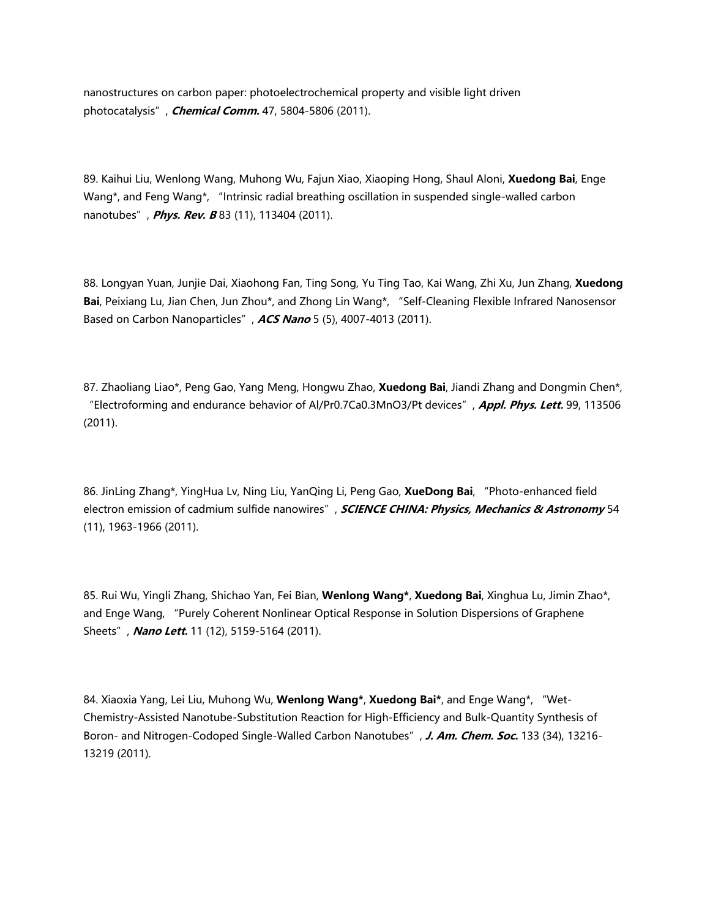nanostructures on carbon paper: photoelectrochemical property and visible light driven photocatalysis", ***Chemical Comm.*** 47, 5804-5806 (2011).

89. Kaihui Liu, Wenlong Wang, Muhong Wu, Fajun Xiao, Xiaoping Hong, Shaul Aloni, **Xuedong Bai**, Enge Wang*, and Feng Wang*, "Intrinsic radial breathing oscillation in suspended single-walled carbon nanotubes", ***Phys. Rev. B*** 83 (11), 113404 (2011).

88. Longyan Yuan, Junjie Dai, Xiaohong Fan, Ting Song, Yu Ting Tao, Kai Wang, Zhi Xu, Jun Zhang, **Xuedong Bai**, Peixiang Lu, Jian Chen, Jun Zhou*, and Zhong Lin Wang*, "Self-Cleaning Flexible Infrared Nanosensor Based on Carbon Nanoparticles", ***ACS Nano*** 5 (5), 4007-4013 (2011).

87. Zhaoliang Liao*, Peng Gao, Yang Meng, Hongwu Zhao, **Xuedong Bai**, Jiandi Zhang and Dongmin Chen*, "Electroforming and endurance behavior of Al/$Pr_{0.7}Ca_{0.3}MnO_3$/Pt devices", ***Appl. Phys. Lett.*** 99, 113506 (2011).

86. JinLing Zhang*, YingHua Lv, Ning Liu, YanQing Li, Peng Gao, **XueDong Bai**, "Photo-enhanced field electron emission of cadmium sulfide nanowires", ***SCIENCE CHINA: Physics, Mechanics & Astronomy*** 54 (11), 1963-1966 (2011).

85. Rui Wu, Yingli Zhang, Shichao Yan, Fei Bian, **Wenlong Wang***, **Xuedong Bai**, Xinghua Lu, Jimin Zhao*, and Enge Wang, "Purely Coherent Nonlinear Optical Response in Solution Dispersions of Graphene Sheets", ***Nano Lett.*** 11 (12), 5159-5164 (2011).

84. Xiaoxia Yang, Lei Liu, Muhong Wu, **Wenlong Wang***, **Xuedong Bai***, and Enge Wang*, "Wet-Chemistry-Assisted Nanotube-Substitution Reaction for High-Efficiency and Bulk-Quantity Synthesis of Boron- and Nitrogen-Codoped Single-Walled Carbon Nanotubes", ***J. Am. Chem. Soc.*** 133 (34), 13216-13219 (2011).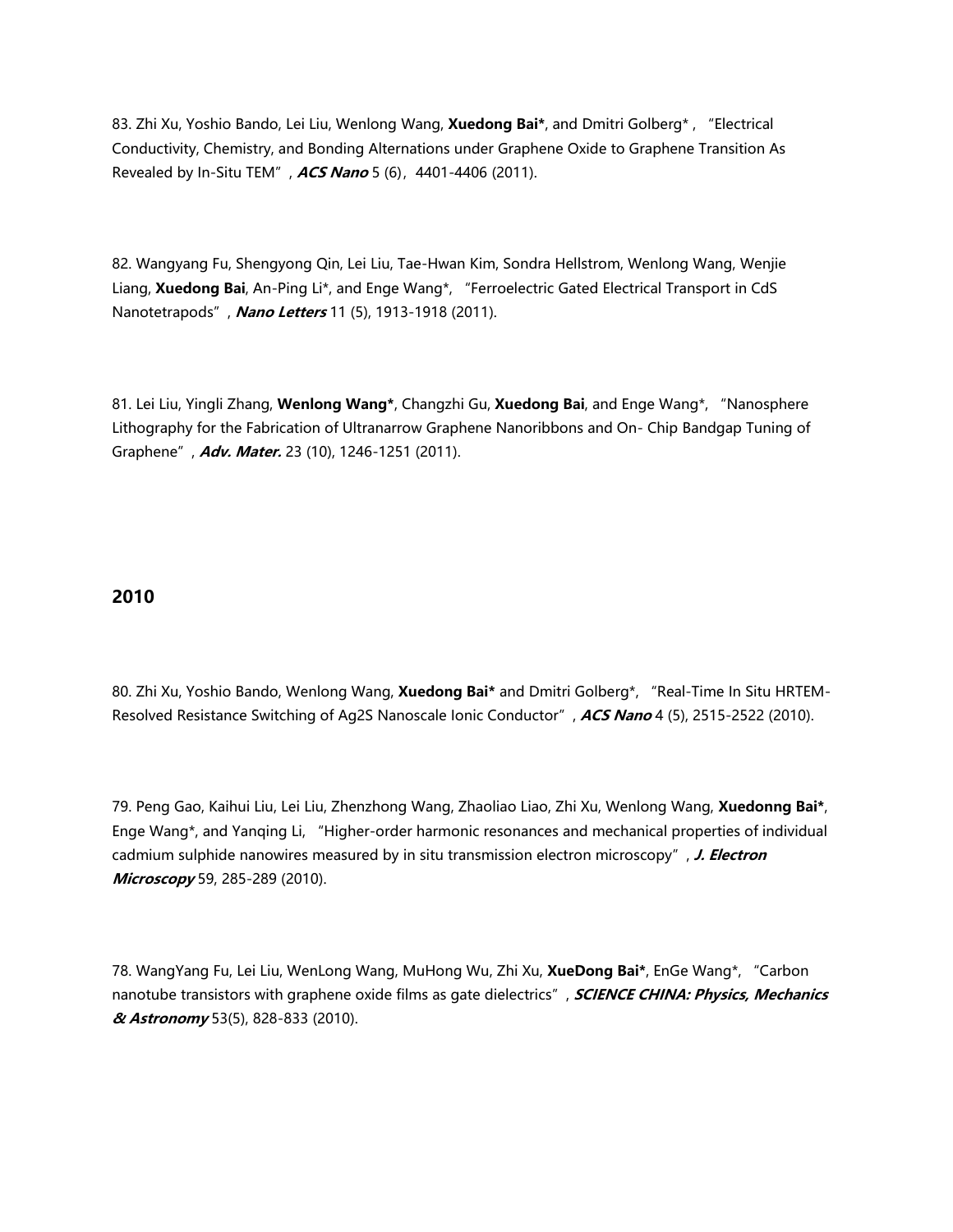83. Zhi Xu, Yoshio Bando, Lei Liu, Wenlong Wang, **Xuedong Bai***, and Dmitri Golberg*， "Electrical Conductivity, Chemistry, and Bonding Alternations under Graphene Oxide to Graphene Transition As Revealed by In-Situ TEM"， ***ACS Nano*** 5 (6)，4401-4406 (2011).

82. Wangyang Fu, Shengyong Qin, Lei Liu, Tae-Hwan Kim, Sondra Hellstrom, Wenlong Wang, Wenjie Liang, **Xuedong Bai**, An-Ping Li*, and Enge Wang*， "Ferroelectric Gated Electrical Transport in CdS Nanotetrapods"， ***Nano Letters*** 11 (5), 1913-1918 (2011).

81. Lei Liu, Yingli Zhang, **Wenlong Wang***, Changzhi Gu, **Xuedong Bai**, and Enge Wang*， "Nanosphere Lithography for the Fabrication of Ultranarrow Graphene Nanoribbons and On- Chip Bandgap Tuning of Graphene"， ***Adv. Mater.*** 23 (10), 1246-1251 (2011).

## 2010

80. Zhi Xu, Yoshio Bando, Wenlong Wang, **Xuedong Bai*** and Dmitri Golberg*， "Real-Time In Situ HRTEM-Resolved Resistance Switching of Ag2S Nanoscale Ionic Conductor"， ***ACS Nano*** 4 (5), 2515-2522 (2010).

79. Peng Gao, Kaihui Liu, Lei Liu, Zhenzhong Wang, Zhaoliao Liao, Zhi Xu, Wenlong Wang, **Xuedonng Bai***, Enge Wang*, and Yanqing Li， "Higher-order harmonic resonances and mechanical properties of individual cadmium sulphide nanowires measured by in situ transmission electron microscopy"， ***J. Electron Microscopy*** 59, 285-289 (2010).

78. WangYang Fu, Lei Liu, WenLong Wang, MuHong Wu, Zhi Xu, **XueDong Bai***, EnGe Wang*， "Carbon nanotube transistors with graphene oxide films as gate dielectrics"， ***SCIENCE CHINA: Physics, Mechanics & Astronomy*** 53(5), 828-833 (2010).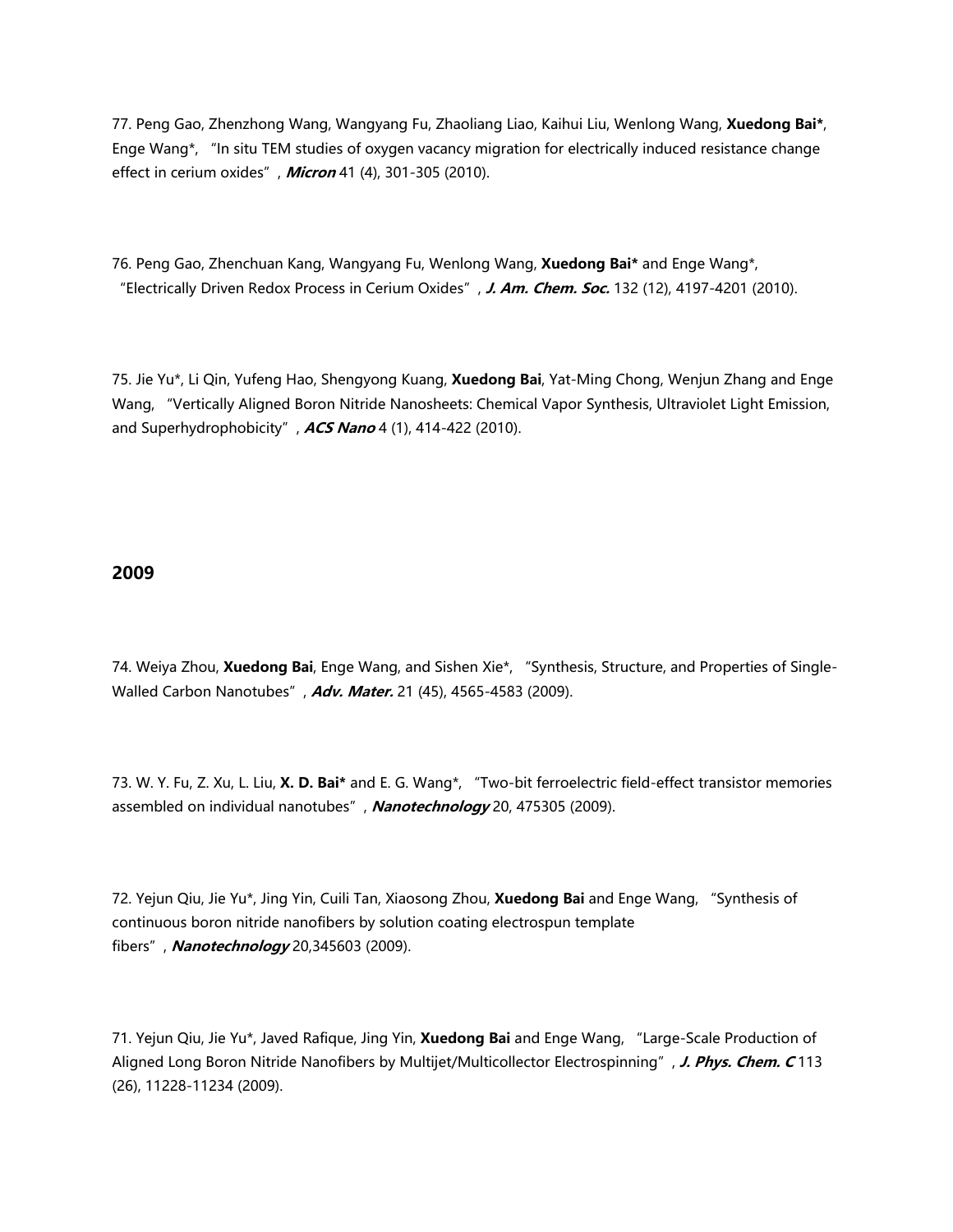77. Peng Gao, Zhenzhong Wang, Wangyang Fu, Zhaoliang Liao, Kaihui Liu, Wenlong Wang, **Xuedong Bai***, Enge Wang*, "In situ TEM studies of oxygen vacancy migration for electrically induced resistance change effect in cerium oxides", ***Micron*** 41 (4), 301-305 (2010).

76. Peng Gao, Zhenchuan Kang, Wangyang Fu, Wenlong Wang, **Xuedong Bai*** and Enge Wang*, "Electrically Driven Redox Process in Cerium Oxides", ***J. Am. Chem. Soc.*** 132 (12), 4197-4201 (2010).

75. Jie Yu*, Li Qin, Yufeng Hao, Shengyong Kuang, **Xuedong Bai**, Yat-Ming Chong, Wenjun Zhang and Enge Wang, "Vertically Aligned Boron Nitride Nanosheets: Chemical Vapor Synthesis, Ultraviolet Light Emission, and Superhydrophobicity", ***ACS Nano*** 4 (1), 414-422 (2010).

## 2009

74. Weiya Zhou, **Xuedong Bai**, Enge Wang, and Sishen Xie*, "Synthesis, Structure, and Properties of Single-Walled Carbon Nanotubes", ***Adv. Mater.*** 21 (45), 4565-4583 (2009).

73. W. Y. Fu, Z. Xu, L. Liu, **X. D. Bai*** and E. G. Wang*, "Two-bit ferroelectric field-effect transistor memories assembled on individual nanotubes", ***Nanotechnology*** 20, 475305 (2009).

72. Yejun Qiu, Jie Yu*, Jing Yin, Cuili Tan, Xiaosong Zhou, **Xuedong Bai** and Enge Wang, "Synthesis of continuous boron nitride nanofibers by solution coating electrospun template fibers", ***Nanotechnology*** 20,345603 (2009).

71. Yejun Qiu, Jie Yu*, Javed Rafique, Jing Yin, **Xuedong Bai** and Enge Wang, "Large-Scale Production of Aligned Long Boron Nitride Nanofibers by Multijet/Multicollector Electrospinning", ***J. Phys. Chem. C*** 113 (26), 11228-11234 (2009).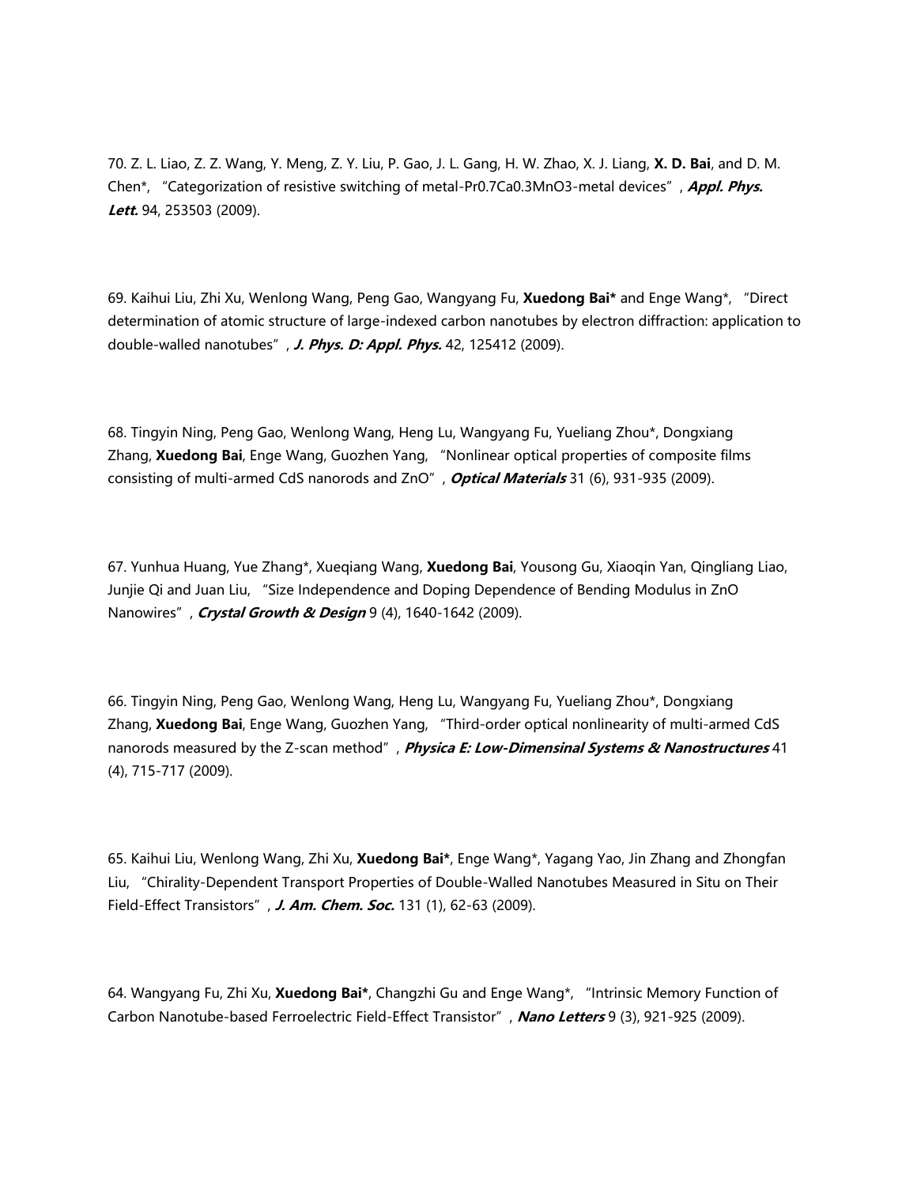70. Z. L. Liao, Z. Z. Wang, Y. Meng, Z. Y. Liu, P. Gao, J. L. Gang, H. W. Zhao, X. J. Liang, **X. D. Bai**, and D. M. Chen*, "Categorization of resistive switching of metal-$Pr_{0.7}Ca_{0.3}MnO_3$-metal devices", ***Appl. Phys. Lett.*** 94, 253503 (2009).

69. Kaihui Liu, Zhi Xu, Wenlong Wang, Peng Gao, Wangyang Fu, **Xuedong Bai*** and Enge Wang*, "Direct determination of atomic structure of large-indexed carbon nanotubes by electron diffraction: application to double-walled nanotubes", ***J. Phys. D: Appl. Phys.*** 42, 125412 (2009).

68. Tingyin Ning, Peng Gao, Wenlong Wang, Heng Lu, Wangyang Fu, Yueliang Zhou*, Dongxiang Zhang, **Xuedong Bai**, Enge Wang, Guozhen Yang, "Nonlinear optical properties of composite films consisting of multi-armed CdS nanorods and ZnO", ***Optical Materials*** 31 (6), 931-935 (2009).

67. Yunhua Huang, Yue Zhang*, Xueqiang Wang, **Xuedong Bai**, Yousong Gu, Xiaoqin Yan, Qingliang Liao, Junjie Qi and Juan Liu, "Size Independence and Doping Dependence of Bending Modulus in ZnO Nanowires", ***Crystal Growth & Design*** 9 (4), 1640-1642 (2009).

66. Tingyin Ning, Peng Gao, Wenlong Wang, Heng Lu, Wangyang Fu, Yueliang Zhou*, Dongxiang Zhang, **Xuedong Bai**, Enge Wang, Guozhen Yang, "Third-order optical nonlinearity of multi-armed CdS nanorods measured by the Z-scan method", ***Physica E: Low-Dimensinal Systems & Nanostructures*** 41 (4), 715-717 (2009).

65. Kaihui Liu, Wenlong Wang, Zhi Xu, **Xuedong Bai***, Enge Wang*, Yagang Yao, Jin Zhang and Zhongfan Liu, "Chirality-Dependent Transport Properties of Double-Walled Nanotubes Measured in Situ on Their Field-Effect Transistors", ***J. Am. Chem. Soc.*** 131 (1), 62-63 (2009).

64. Wangyang Fu, Zhi Xu, **Xuedong Bai***, Changzhi Gu and Enge Wang*, "Intrinsic Memory Function of Carbon Nanotube-based Ferroelectric Field-Effect Transistor", ***Nano Letters*** 9 (3), 921-925 (2009).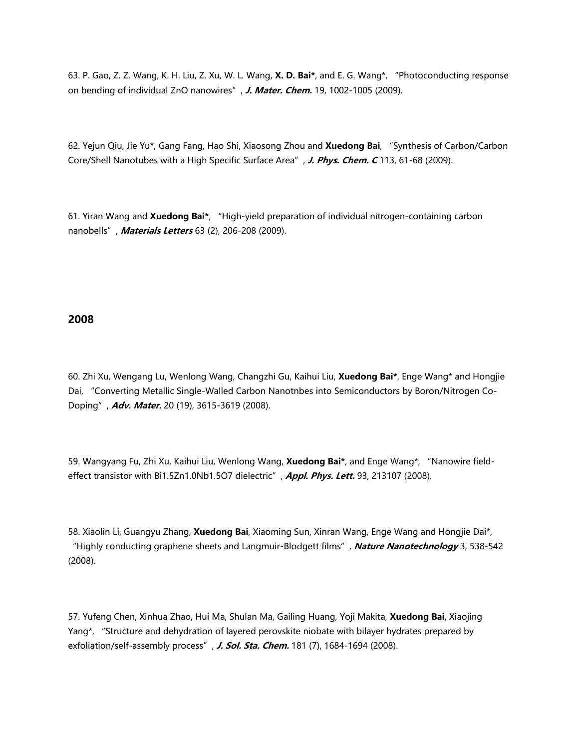63. P. Gao, Z. Z. Wang, K. H. Liu, Z. Xu, W. L. Wang, **X. D. Bai***, and E. G. Wang*, "Photoconducting response on bending of individual ZnO nanowires", ***J. Mater. Chem.*** 19, 1002-1005 (2009).

62. Yejun Qiu, Jie Yu*, Gang Fang, Hao Shi, Xiaosong Zhou and **Xuedong Bai**, "Synthesis of Carbon/Carbon Core/Shell Nanotubes with a High Specific Surface Area", ***J. Phys. Chem. C*** 113, 61-68 (2009).

61. Yiran Wang and **Xuedong Bai***, "High-yield preparation of individual nitrogen-containing carbon nanobells", ***Materials Letters*** 63 (2), 206-208 (2009).

## 2008

60. Zhi Xu, Wengang Lu, Wenlong Wang, Changzhi Gu, Kaihui Liu, **Xuedong Bai***, Enge Wang* and Hongjie Dai, "Converting Metallic Single-Walled Carbon Nanotnbes into Semiconductors by Boron/Nitrogen Co-Doping", ***Adv. Mater.*** 20 (19), 3615-3619 (2008).

59. Wangyang Fu, Zhi Xu, Kaihui Liu, Wenlong Wang, **Xuedong Bai***, and Enge Wang*, "Nanowire field-effect transistor with $Bi_{1.5}Zn_{1.0}Nb_{1.5}O_7$ dielectric", ***Appl. Phys. Lett.*** 93, 213107 (2008).

58. Xiaolin Li, Guangyu Zhang, **Xuedong Bai**, Xiaoming Sun, Xinran Wang, Enge Wang and Hongjie Dai*, "Highly conducting graphene sheets and Langmuir-Blodgett films", ***Nature Nanotechnology*** 3, 538-542 (2008).

57. Yufeng Chen, Xinhua Zhao, Hui Ma, Shulan Ma, Gailing Huang, Yoji Makita, **Xuedong Bai**, Xiaojing Yang*, "Structure and dehydration of layered perovskite niobate with bilayer hydrates prepared by exfoliation/self-assembly process", ***J. Sol. Sta. Chem.*** 181 (7), 1684-1694 (2008).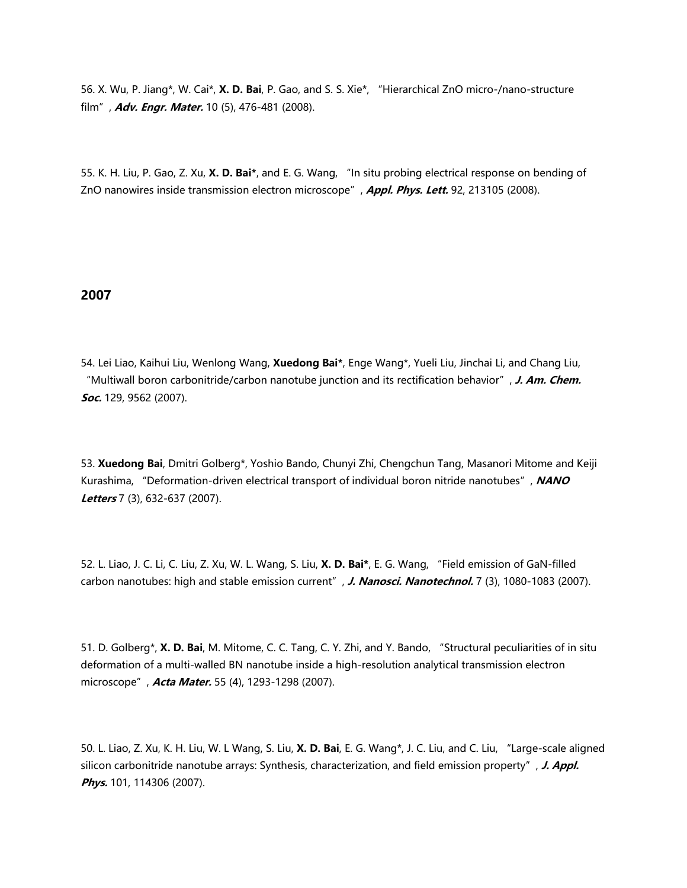56. X. Wu, P. Jiang*, W. Cai*, **X. D. Bai**, P. Gao, and S. S. Xie*, "Hierarchical ZnO micro-/nano-structure film", ***Adv. Engr. Mater.*** 10 (5), 476-481 (2008).

55. K. H. Liu, P. Gao, Z. Xu, **X. D. Bai***, and E. G. Wang, "In situ probing electrical response on bending of ZnO nanowires inside transmission electron microscope", ***Appl. Phys. Lett.*** 92, 213105 (2008).

## 2007

54. Lei Liao, Kaihui Liu, Wenlong Wang, **Xuedong Bai***, Enge Wang*, Yueli Liu, Jinchai Li, and Chang Liu, "Multiwall boron carbonitride/carbon nanotube junction and its rectification behavior", ***J. Am. Chem. Soc.*** 129, 9562 (2007).

53. **Xuedong Bai**, Dmitri Golberg*, Yoshio Bando, Chunyi Zhi, Chengchun Tang, Masanori Mitome and Keiji Kurashima, "Deformation-driven electrical transport of individual boron nitride nanotubes", ***NANO Letters*** 7 (3), 632-637 (2007).

52. L. Liao, J. C. Li, C. Liu, Z. Xu, W. L. Wang, S. Liu, **X. D. Bai***, E. G. Wang, "Field emission of GaN-filled carbon nanotubes: high and stable emission current", ***J. Nanosci. Nanotechnol.*** 7 (3), 1080-1083 (2007).

51. D. Golberg*, **X. D. Bai**, M. Mitome, C. C. Tang, C. Y. Zhi, and Y. Bando, "Structural peculiarities of in situ deformation of a multi-walled BN nanotube inside a high-resolution analytical transmission electron microscope", ***Acta Mater.*** 55 (4), 1293-1298 (2007).

50. L. Liao, Z. Xu, K. H. Liu, W. L Wang, S. Liu, **X. D. Bai**, E. G. Wang*, J. C. Liu, and C. Liu, "Large-scale aligned silicon carbonitride nanotube arrays: Synthesis, characterization, and field emission property", ***J. Appl. Phys.*** 101, 114306 (2007).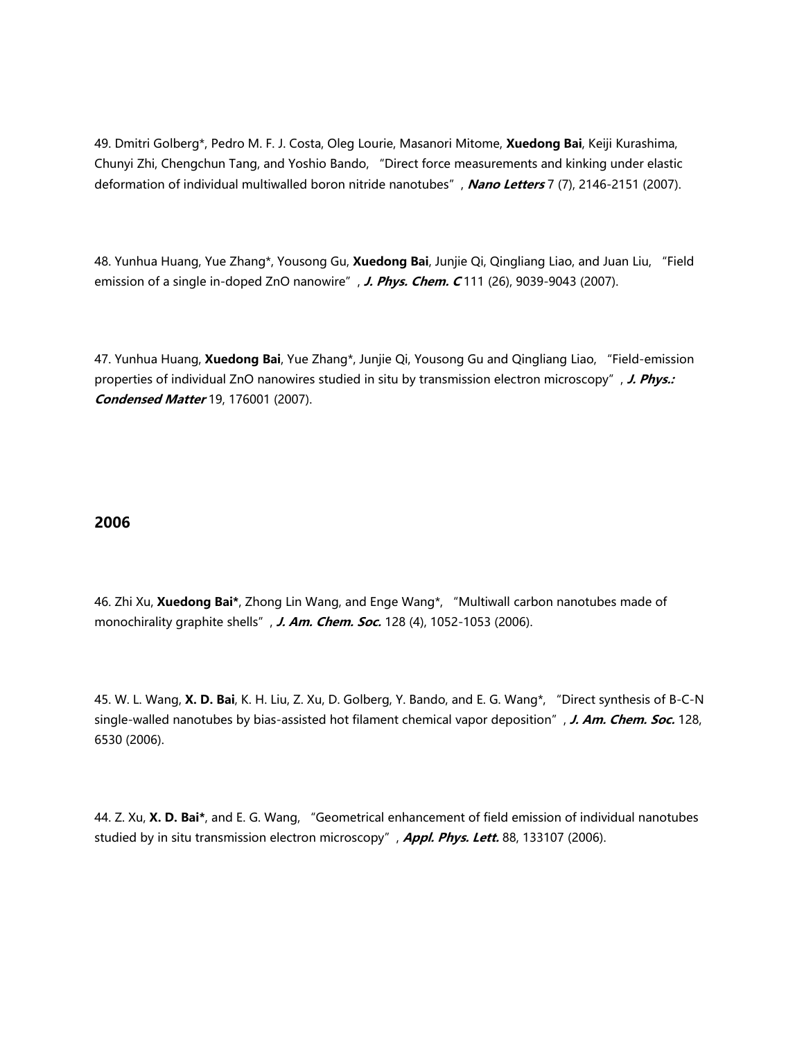49. Dmitri Golberg*, Pedro M. F. J. Costa, Oleg Lourie, Masanori Mitome, **Xuedong Bai**, Keiji Kurashima, Chunyi Zhi, Chengchun Tang, and Yoshio Bando, "Direct force measurements and kinking under elastic deformation of individual multiwalled boron nitride nanotubes", ***Nano Letters*** 7 (7), 2146-2151 (2007).

48. Yunhua Huang, Yue Zhang*, Yousong Gu, **Xuedong Bai**, Junjie Qi, Qingliang Liao, and Juan Liu, "Field emission of a single in-doped ZnO nanowire", ***J. Phys. Chem. C*** 111 (26), 9039-9043 (2007).

47. Yunhua Huang, **Xuedong Bai**, Yue Zhang*, Junjie Qi, Yousong Gu and Qingliang Liao, "Field-emission properties of individual ZnO nanowires studied in situ by transmission electron microscopy", ***J. Phys.: Condensed Matter*** 19, 176001 (2007).

## 2006

46. Zhi Xu, **Xuedong Bai***, Zhong Lin Wang, and Enge Wang*, "Multiwall carbon nanotubes made of monochirality graphite shells", ***J. Am. Chem. Soc.*** 128 (4), 1052-1053 (2006).

45. W. L. Wang, **X. D. Bai**, K. H. Liu, Z. Xu, D. Golberg, Y. Bando, and E. G. Wang*, "Direct synthesis of B-C-N single-walled nanotubes by bias-assisted hot filament chemical vapor deposition", ***J. Am. Chem. Soc.*** 128, 6530 (2006).

44. Z. Xu, **X. D. Bai***, and E. G. Wang, "Geometrical enhancement of field emission of individual nanotubes studied by in situ transmission electron microscopy", ***Appl. Phys. Lett.*** 88, 133107 (2006).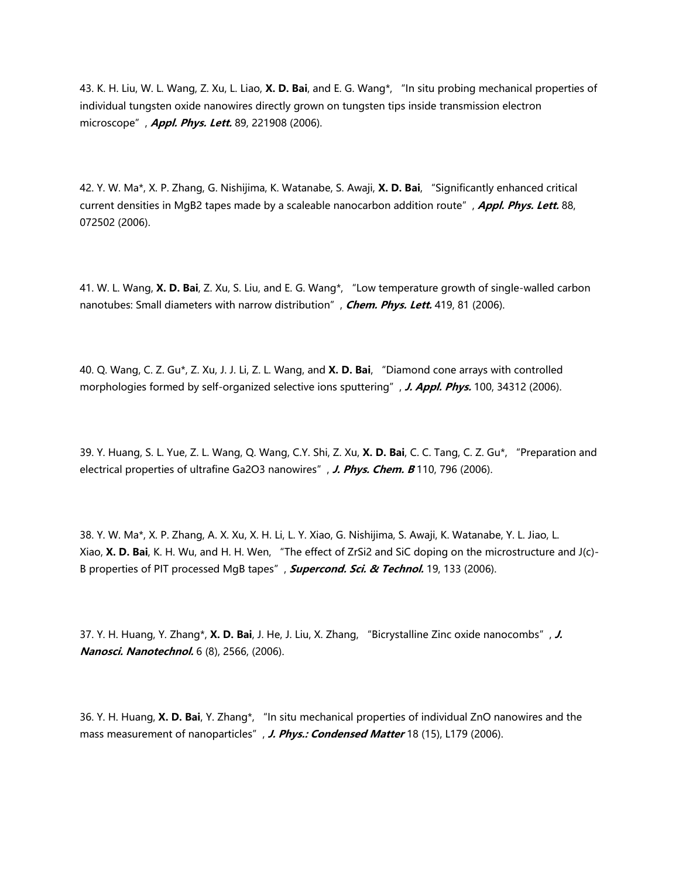43. K. H. Liu, W. L. Wang, Z. Xu, L. Liao, **X. D. Bai**, and E. G. Wang*, "In situ probing mechanical properties of individual tungsten oxide nanowires directly grown on tungsten tips inside transmission electron microscope", ***Appl. Phys. Lett.*** 89, 221908 (2006).

42. Y. W. Ma*, X. P. Zhang, G. Nishijima, K. Watanabe, S. Awaji, **X. D. Bai**, "Significantly enhanced critical current densities in $MgB_2$ tapes made by a scaleable nanocarbon addition route", ***Appl. Phys. Lett.*** 88, 072502 (2006).

41. W. L. Wang, **X. D. Bai**, Z. Xu, S. Liu, and E. G. Wang*, "Low temperature growth of single-walled carbon nanotubes: Small diameters with narrow distribution", ***Chem. Phys. Lett.*** 419, 81 (2006).

40. Q. Wang, C. Z. Gu*, Z. Xu, J. J. Li, Z. L. Wang, and **X. D. Bai**, "Diamond cone arrays with controlled morphologies formed by self-organized selective ions sputtering", ***J. Appl. Phys.*** 100, 34312 (2006).

39. Y. Huang, S. L. Yue, Z. L. Wang, Q. Wang, C.Y. Shi, Z. Xu, **X. D. Bai**, C. C. Tang, C. Z. Gu*, "Preparation and electrical properties of ultrafine $Ga_2O_3$ nanowires", ***J. Phys. Chem. B*** 110, 796 (2006).

38. Y. W. Ma*, X. P. Zhang, A. X. Xu, X. H. Li, L. Y. Xiao, G. Nishijima, S. Awaji, K. Watanabe, Y. L. Jiao, L. Xiao, **X. D. Bai**, K. H. Wu, and H. H. Wen, "The effect of $ZrSi_2$ and SiC doping on the microstructure and J(c)-B properties of PIT processed MgB tapes", ***Supercond. Sci. & Technol.*** 19, 133 (2006).

37. Y. H. Huang, Y. Zhang*, **X. D. Bai**, J. He, J. Liu, X. Zhang, "Bicrystalline Zinc oxide nanocombs", ***J. Nanosci. Nanotechnol.*** 6 (8), 2566, (2006).

36. Y. H. Huang, **X. D. Bai**, Y. Zhang*, "In situ mechanical properties of individual ZnO nanowires and the mass measurement of nanoparticles", ***J. Phys.: Condensed Matter*** 18 (15), L179 (2006).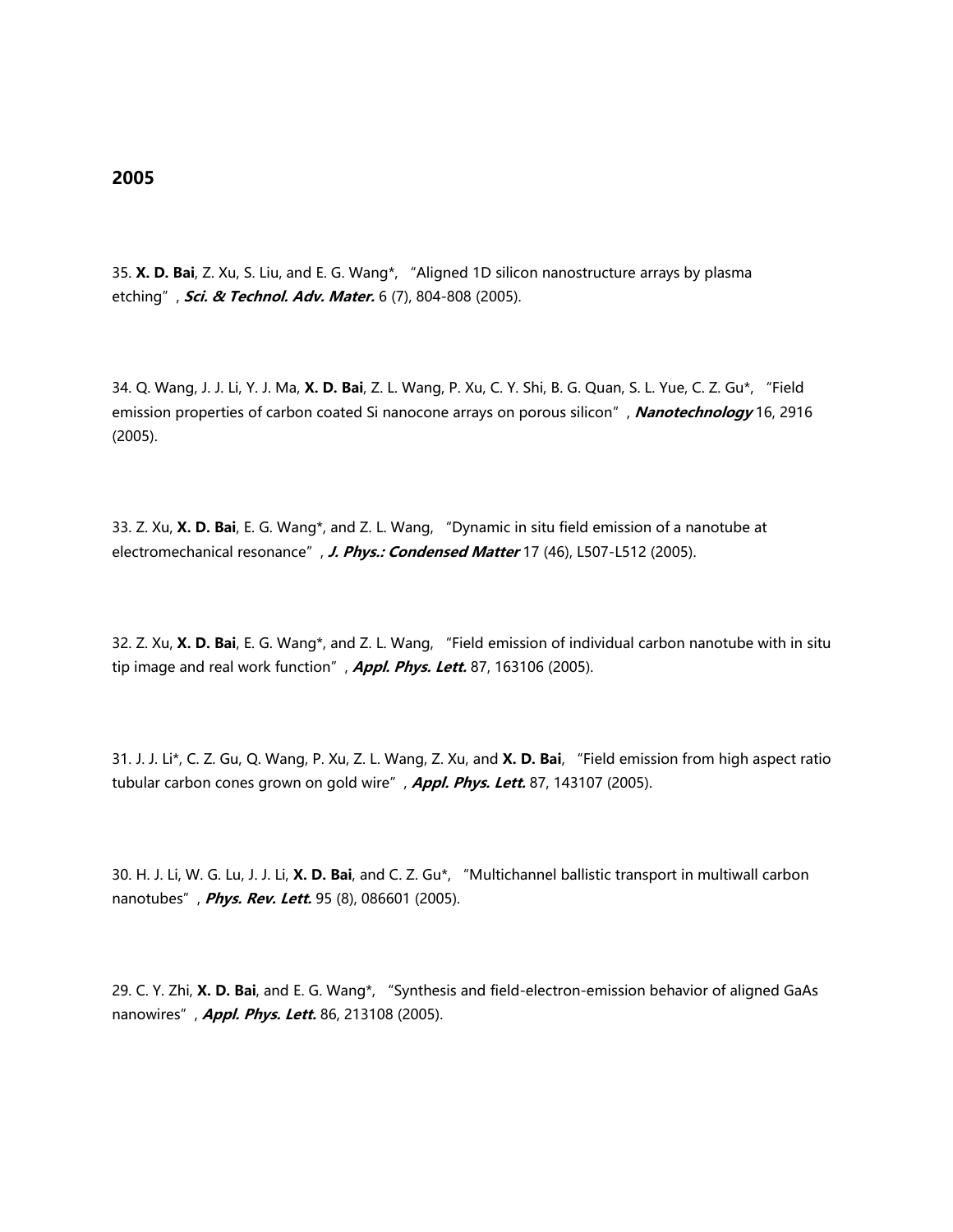## 2005

35. **X. D. Bai**, Z. Xu, S. Liu, and E. G. Wang*, "Aligned 1D silicon nanostructure arrays by plasma etching", ***Sci. & Technol. Adv. Mater.*** 6 (7), 804-808 (2005).

34. Q. Wang, J. J. Li, Y. J. Ma, **X. D. Bai**, Z. L. Wang, P. Xu, C. Y. Shi, B. G. Quan, S. L. Yue, C. Z. Gu*, "Field emission properties of carbon coated Si nanocone arrays on porous silicon", ***Nanotechnology*** 16, 2916 (2005).

33. Z. Xu, **X. D. Bai**, E. G. Wang*, and Z. L. Wang, "Dynamic in situ field emission of a nanotube at electromechanical resonance", ***J. Phys.: Condensed Matter*** 17 (46), L507-L512 (2005).

32. Z. Xu, **X. D. Bai**, E. G. Wang*, and Z. L. Wang, "Field emission of individual carbon nanotube with in situ tip image and real work function", ***Appl. Phys. Lett.*** 87, 163106 (2005).

31. J. J. Li*, C. Z. Gu, Q. Wang, P. Xu, Z. L. Wang, Z. Xu, and **X. D. Bai**, "Field emission from high aspect ratio tubular carbon cones grown on gold wire", ***Appl. Phys. Lett.*** 87, 143107 (2005).

30. H. J. Li, W. G. Lu, J. J. Li, **X. D. Bai**, and C. Z. Gu*, "Multichannel ballistic transport in multiwall carbon nanotubes", ***Phys. Rev. Lett.*** 95 (8), 086601 (2005).

29. C. Y. Zhi, **X. D. Bai**, and E. G. Wang*, "Synthesis and field-electron-emission behavior of aligned GaAs nanowires", ***Appl. Phys. Lett.*** 86, 213108 (2005).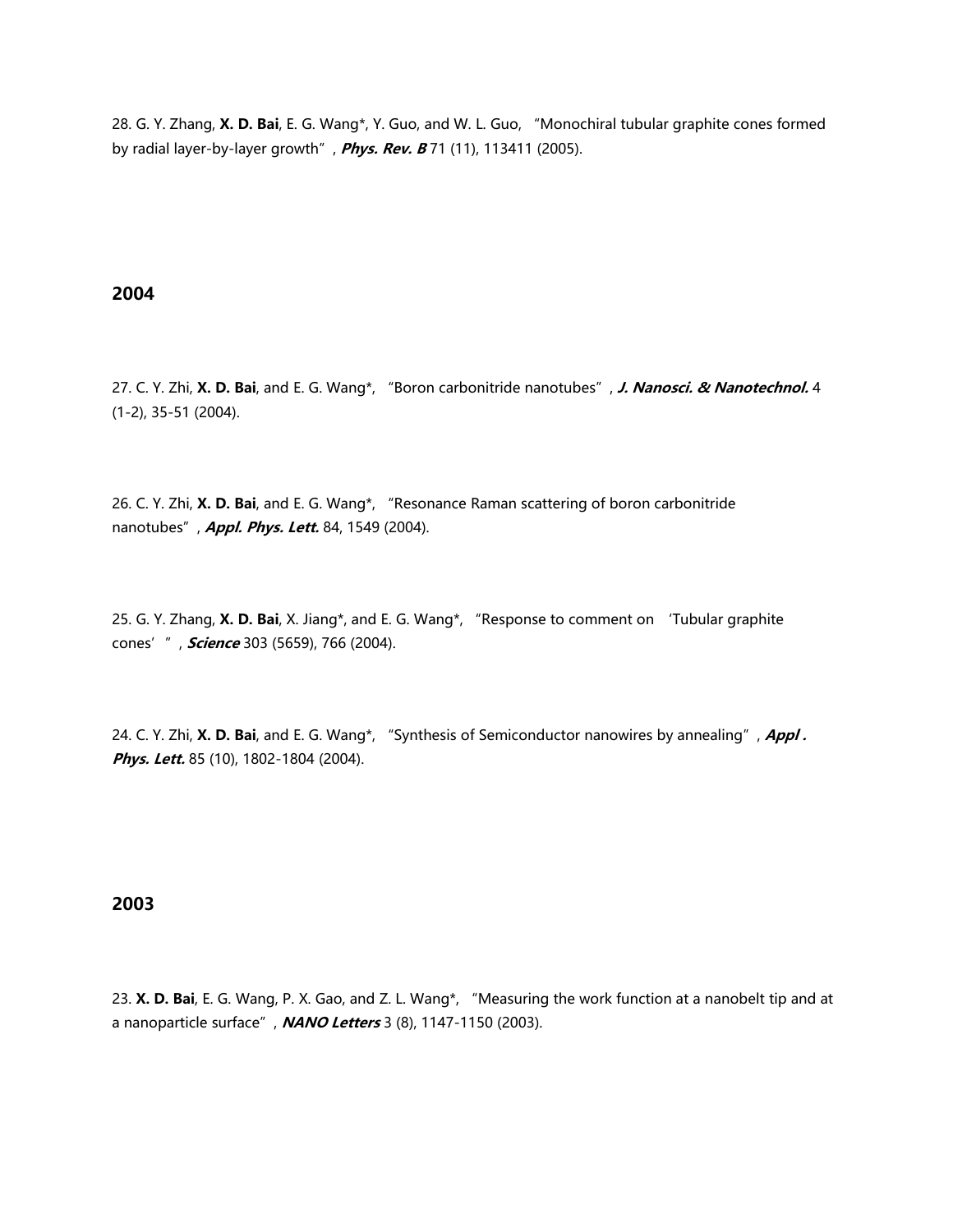28. G. Y. Zhang, **X. D. Bai**, E. G. Wang*, Y. Guo, and W. L. Guo, "Monochiral tubular graphite cones formed by radial layer-by-layer growth", ***Phys. Rev. B*** 71 (11), 113411 (2005).

## 2004

27. C. Y. Zhi, **X. D. Bai**, and E. G. Wang*, "Boron carbonitride nanotubes", ***J. Nanosci. & Nanotechnol.*** 4 (1-2), 35-51 (2004).

26. C. Y. Zhi, **X. D. Bai**, and E. G. Wang*, "Resonance Raman scattering of boron carbonitride nanotubes", ***Appl. Phys. Lett.*** 84, 1549 (2004).

25. G. Y. Zhang, **X. D. Bai**, X. Jiang*, and E. G. Wang*, "Response to comment on 'Tubular graphite cones'", ***Science*** 303 (5659), 766 (2004).

24. C. Y. Zhi, **X. D. Bai**, and E. G. Wang*, "Synthesis of Semiconductor nanowires by annealing", ***Appl . Phys. Lett.*** 85 (10), 1802-1804 (2004).

## 2003

23. **X. D. Bai**, E. G. Wang, P. X. Gao, and Z. L. Wang*, "Measuring the work function at a nanobelt tip and at a nanoparticle surface", ***NANO Letters*** 3 (8), 1147-1150 (2003).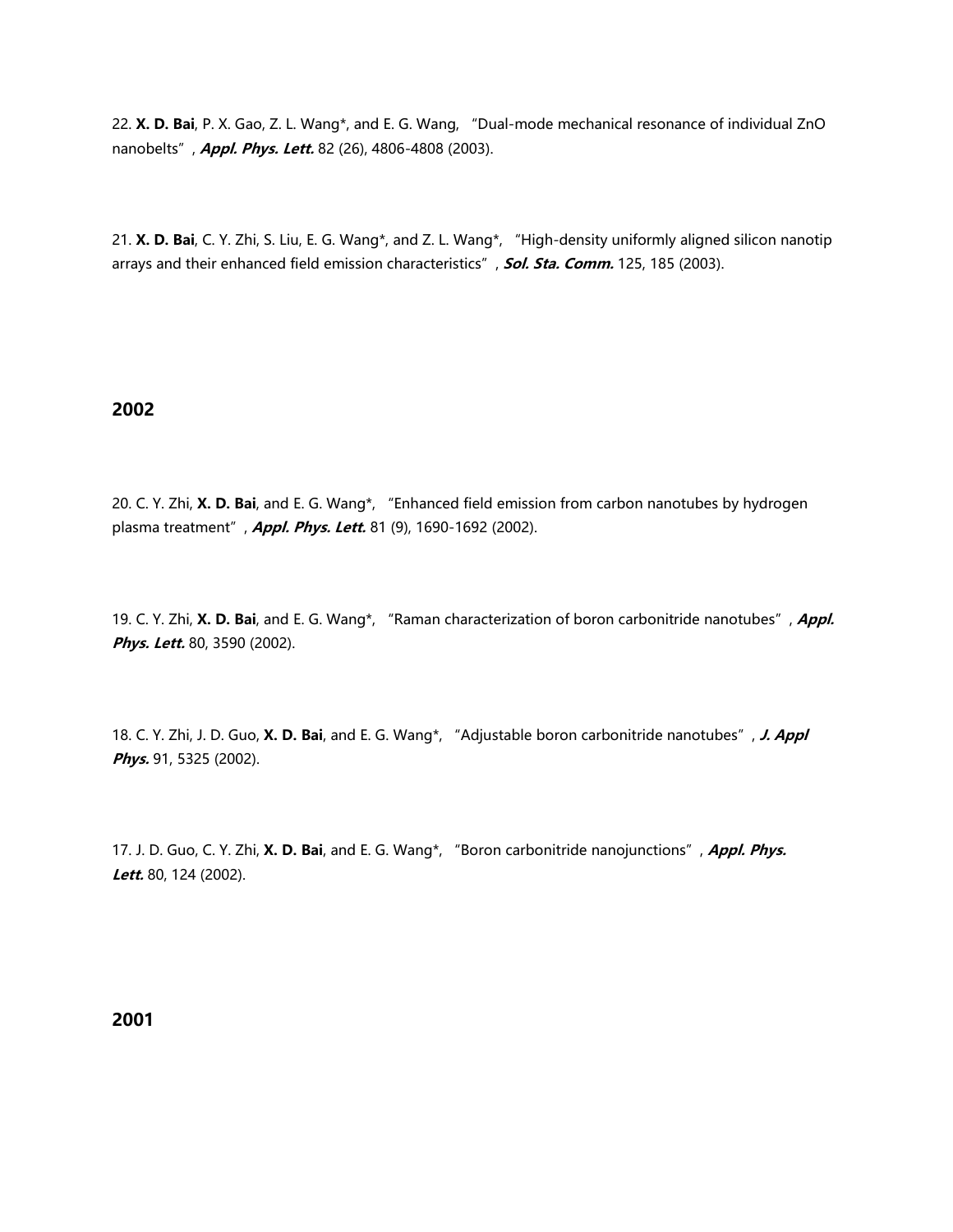22. **X. D. Bai**, P. X. Gao, Z. L. Wang*, and E. G. Wang, "Dual-mode mechanical resonance of individual ZnO nanobelts", ***Appl. Phys. Lett.*** 82 (26), 4806-4808 (2003).

21. **X. D. Bai**, C. Y. Zhi, S. Liu, E. G. Wang*, and Z. L. Wang*, "High-density uniformly aligned silicon nanotip arrays and their enhanced field emission characteristics", ***Sol. Sta. Comm.*** 125, 185 (2003).

## 2002

20. C. Y. Zhi, **X. D. Bai**, and E. G. Wang*, "Enhanced field emission from carbon nanotubes by hydrogen plasma treatment", ***Appl. Phys. Lett.*** 81 (9), 1690-1692 (2002).

19. C. Y. Zhi, **X. D. Bai**, and E. G. Wang*, "Raman characterization of boron carbonitride nanotubes", ***Appl. Phys. Lett.*** 80, 3590 (2002).

18. C. Y. Zhi, J. D. Guo, **X. D. Bai**, and E. G. Wang*, "Adjustable boron carbonitride nanotubes", ***J. Appl Phys.*** 91, 5325 (2002).

17. J. D. Guo, C. Y. Zhi, **X. D. Bai**, and E. G. Wang*, "Boron carbonitride nanojunctions", ***Appl. Phys. Lett.*** 80, 124 (2002).

## 2001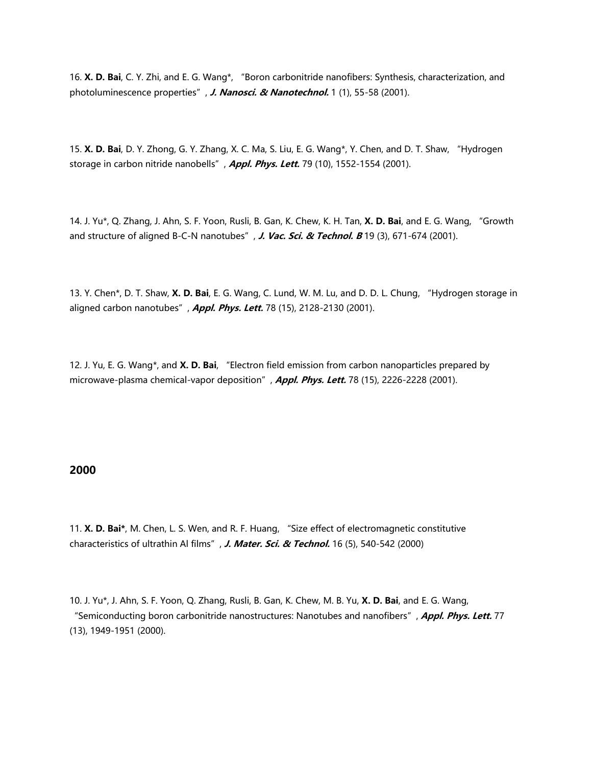16. **X. D. Bai**, C. Y. Zhi, and E. G. Wang*, "Boron carbonitride nanofibers: Synthesis, characterization, and photoluminescence properties", ***J. Nanosci. & Nanotechnol.*** 1 (1), 55-58 (2001).

15. **X. D. Bai**, D. Y. Zhong, G. Y. Zhang, X. C. Ma, S. Liu, E. G. Wang*, Y. Chen, and D. T. Shaw, "Hydrogen storage in carbon nitride nanobells", ***Appl. Phys. Lett.*** 79 (10), 1552-1554 (2001).

14. J. Yu*, Q. Zhang, J. Ahn, S. F. Yoon, Rusli, B. Gan, K. Chew, K. H. Tan, **X. D. Bai**, and E. G. Wang, "Growth and structure of aligned B-C-N nanotubes", ***J. Vac. Sci. & Technol. B*** 19 (3), 671-674 (2001).

13. Y. Chen*, D. T. Shaw, **X. D. Bai**, E. G. Wang, C. Lund, W. M. Lu, and D. D. L. Chung, "Hydrogen storage in aligned carbon nanotubes", ***Appl. Phys. Lett.*** 78 (15), 2128-2130 (2001).

12. J. Yu, E. G. Wang*, and **X. D. Bai**, "Electron field emission from carbon nanoparticles prepared by microwave-plasma chemical-vapor deposition", ***Appl. Phys. Lett.*** 78 (15), 2226-2228 (2001).

## 2000

11. **X. D. Bai***, M. Chen, L. S. Wen, and R. F. Huang, "Size effect of electromagnetic constitutive characteristics of ultrathin Al films", ***J. Mater. Sci. & Technol.*** 16 (5), 540-542 (2000)

10. J. Yu*, J. Ahn, S. F. Yoon, Q. Zhang, Rusli, B. Gan, K. Chew, M. B. Yu, **X. D. Bai**, and E. G. Wang, "Semiconducting boron carbonitride nanostructures: Nanotubes and nanofibers", ***Appl. Phys. Lett.*** 77 (13), 1949-1951 (2000).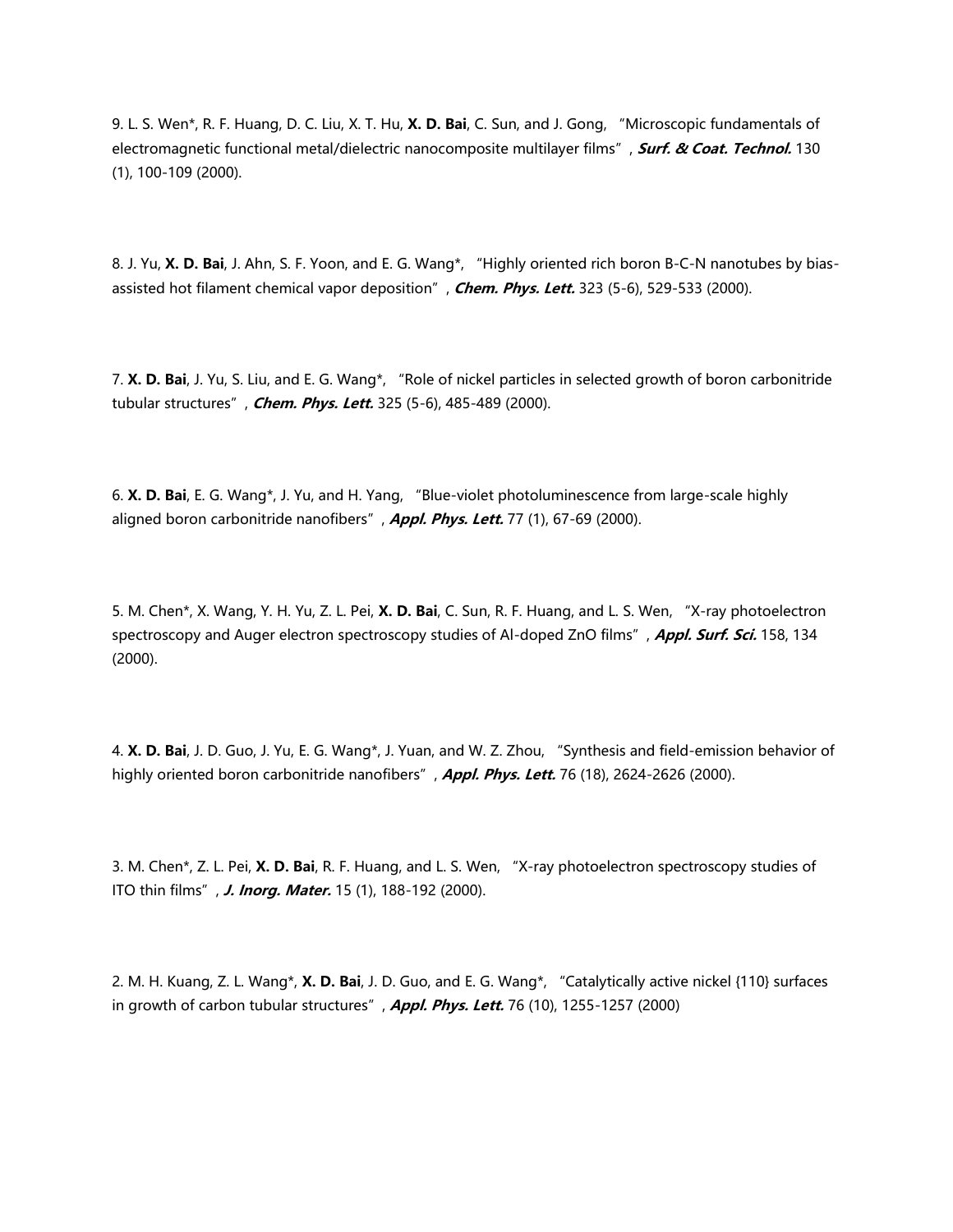9. L. S. Wen*, R. F. Huang, D. C. Liu, X. T. Hu, **X. D. Bai**, C. Sun, and J. Gong, "Microscopic fundamentals of electromagnetic functional metal/dielectric nanocomposite multilayer films", ***Surf. & Coat. Technol.*** 130 (1), 100-109 (2000).

8. J. Yu, **X. D. Bai**, J. Ahn, S. F. Yoon, and E. G. Wang*, "Highly oriented rich boron B-C-N nanotubes by bias-assisted hot filament chemical vapor deposition", ***Chem. Phys. Lett.*** 323 (5-6), 529-533 (2000).

7. **X. D. Bai**, J. Yu, S. Liu, and E. G. Wang*, "Role of nickel particles in selected growth of boron carbonitride tubular structures", ***Chem. Phys. Lett.*** 325 (5-6), 485-489 (2000).

6. **X. D. Bai**, E. G. Wang*, J. Yu, and H. Yang, "Blue-violet photoluminescence from large-scale highly aligned boron carbonitride nanofibers", ***Appl. Phys. Lett.*** 77 (1), 67-69 (2000).

5. M. Chen*, X. Wang, Y. H. Yu, Z. L. Pei, **X. D. Bai**, C. Sun, R. F. Huang, and L. S. Wen, "X-ray photoelectron spectroscopy and Auger electron spectroscopy studies of Al-doped ZnO films", ***Appl. Surf. Sci.*** 158, 134 (2000).

4. **X. D. Bai**, J. D. Guo, J. Yu, E. G. Wang*, J. Yuan, and W. Z. Zhou, "Synthesis and field-emission behavior of highly oriented boron carbonitride nanofibers", ***Appl. Phys. Lett.*** 76 (18), 2624-2626 (2000).

3. M. Chen*, Z. L. Pei, **X. D. Bai**, R. F. Huang, and L. S. Wen, "X-ray photoelectron spectroscopy studies of ITO thin films", ***J. Inorg. Mater.*** 15 (1), 188-192 (2000).

2. M. H. Kuang, Z. L. Wang*, **X. D. Bai**, J. D. Guo, and E. G. Wang*, "Catalytically active nickel {110} surfaces in growth of carbon tubular structures", ***Appl. Phys. Lett.*** 76 (10), 1255-1257 (2000)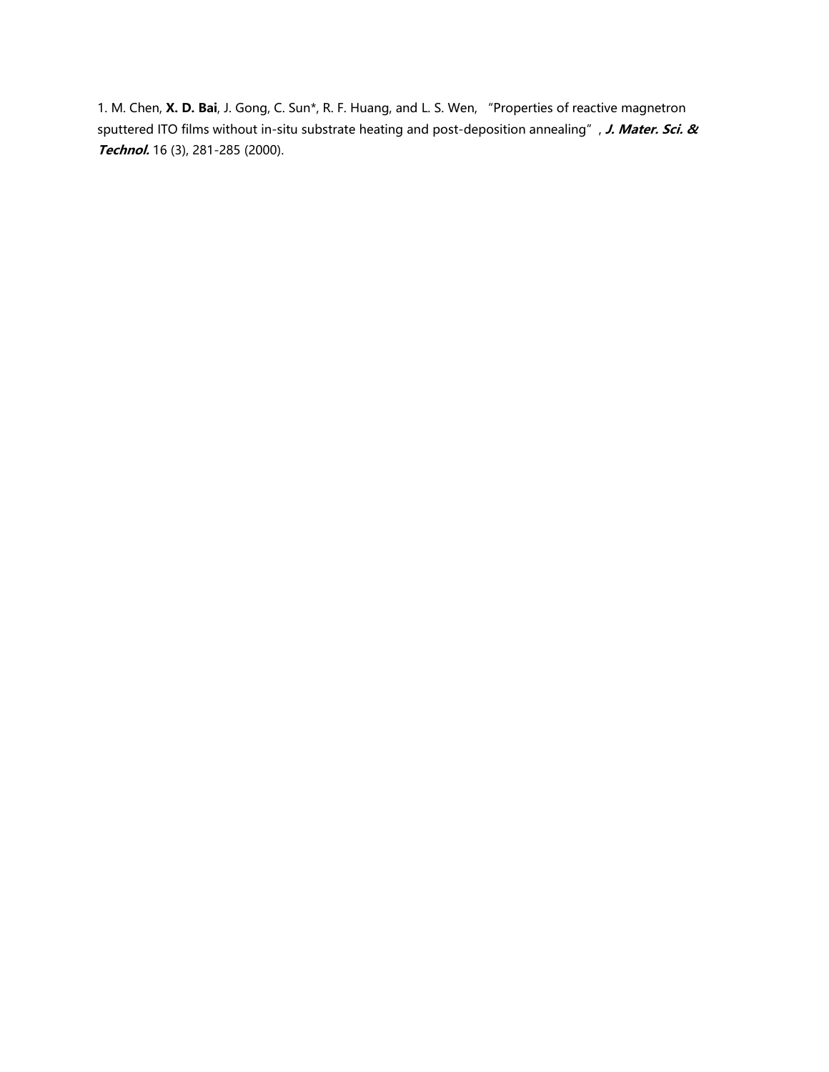1. M. Chen, **X. D. Bai**, J. Gong, C. Sun*, R. F. Huang, and L. S. Wen, "Properties of reactive magnetron sputtered ITO films without in-situ substrate heating and post-deposition annealing", ***J. Mater. Sci. & Technol.*** 16 (3), 281-285 (2000).